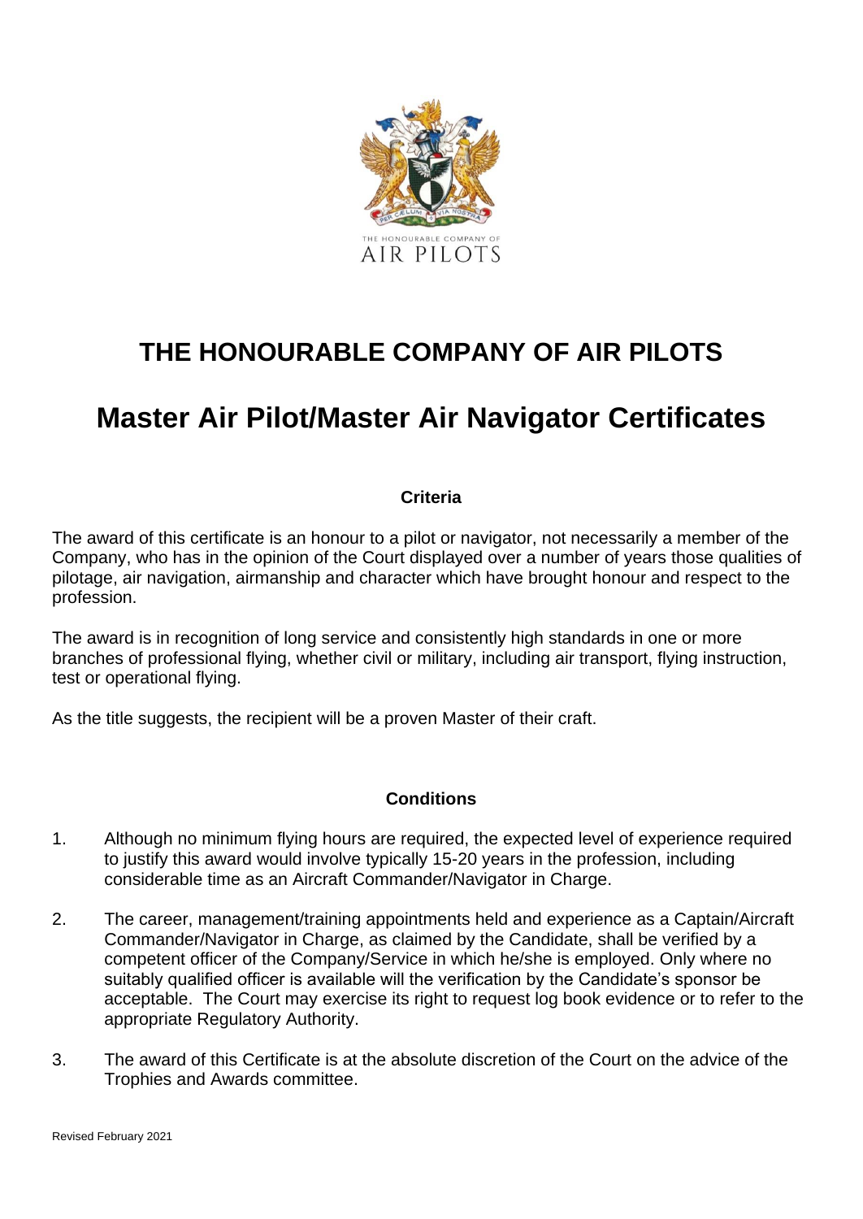# THE HONOURABLE COMPANY OF AIR PILOTS

# Master Air Pilot/Master Air Navigator Certificates

### Criteria

The award of this certificate is an honour to a pilot or navigator, not necessarily a member of the Company, who has in the opinion of the Court displayed over a number of years those qualities of pilotage, air navigation, airmanship and character which have brought honour and respect to the profession.

The award is in recognition of long service and consistently high standards in one or more branches of professional flying, whether civil or military, including air transport, flying instruction, test or operational flying.

As the title suggests, the recipient will be a proven Master of their craft.

### Conditions

1. Although no minimum flying hours are required, the expected level of experience required to justify this award would involve typically 15-20 years in the profession, including considerable time as an Aircraft Commander/Navigator in Charge.

2. The career, management/training appointments held and experience as a Captain/Aircraft Commander/Navigator in Charge, as claimed by the Candidate, shall be verified by a competent officer of the Company/Service in which he/she is employed. Only where no suitably qualified officer is available will the verification by the Candidate's sponsor be acceptable. The Court may exercise its right to request log book evidence or to refer to the appropriate Regulatory Authority.

3. The award of this Certificate is at the absolute discretion of the Court on the advice of the Trophies and Awards committee.

Revised February 2021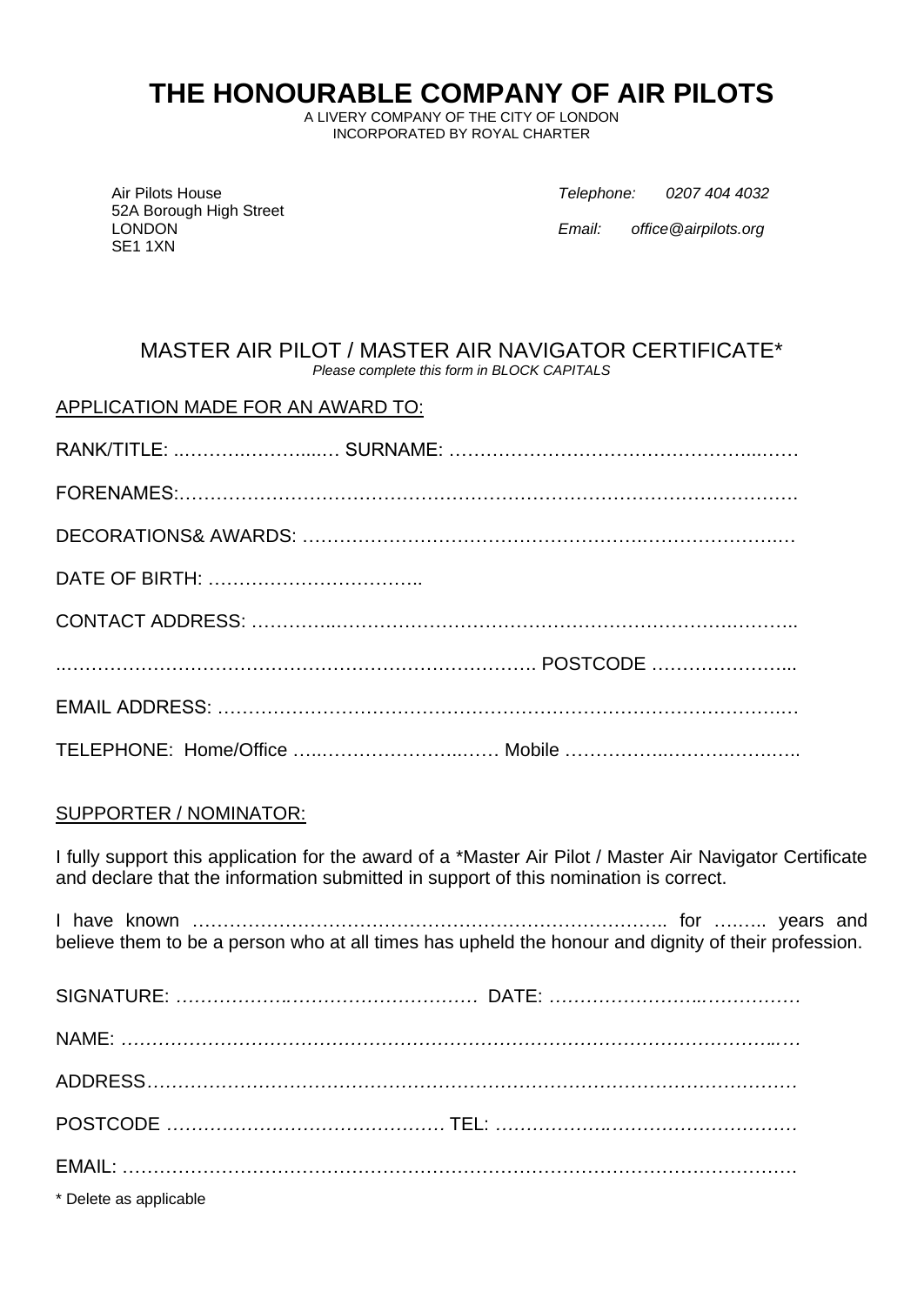# THE HONOURABLE COMPANY OF AIR PILOTS

A LIVERY COMPANY OF THE CITY OF LONDON
INCORPORATED BY ROYAL CHARTER

Air Pilots House
52A Borough High Street
LONDON
SE1 1XN

*Telephone:* *0207 404 4032*

*Email:* *office@airpilots.org*

## MASTER AIR PILOT / MASTER AIR NAVIGATOR CERTIFICATE*

*Please complete this form in BLOCK CAPITALS*

APPLICATION MADE FOR AN AWARD TO:

RANK/TITLE: ..……….………...… SURNAME: …………………………………………...……

FORENAMES:…………………………………………………………………………………….

DECORATIONS& AWARDS: …………………………………………….………………….…

DATE OF BIRTH: ……………………………..

CONTACT ADDRESS: …………..……………………………………………………….……..

..……………………………………………………………….. POSTCODE …………………...

EMAIL ADDRESS: ….……………………………………………………………………….…

TELEPHONE: Home/Office …..…………………….…… Mobile ……………..…….…….…..

SUPPORTER / NOMINATOR:

I fully support this application for the award of a *Master Air Pilot / Master Air Navigator Certificate and declare that the information submitted in support of this nomination is correct.

I have known ………………………………………….……………………….. for …….. years and believe them to be a person who at all times has upheld the honour and dignity of their profession.

SIGNATURE: ……………….…………………….…… DATE: …………………..……………

NAME: ………………………….………………………………………………….…………..….

ADDRESS……………….…………………………………………….…….……………………

POSTCODE ………….…………………………… TEL: ……………….………………………

EMAIL: ………………………………………………………………………………………….

\* Delete as applicable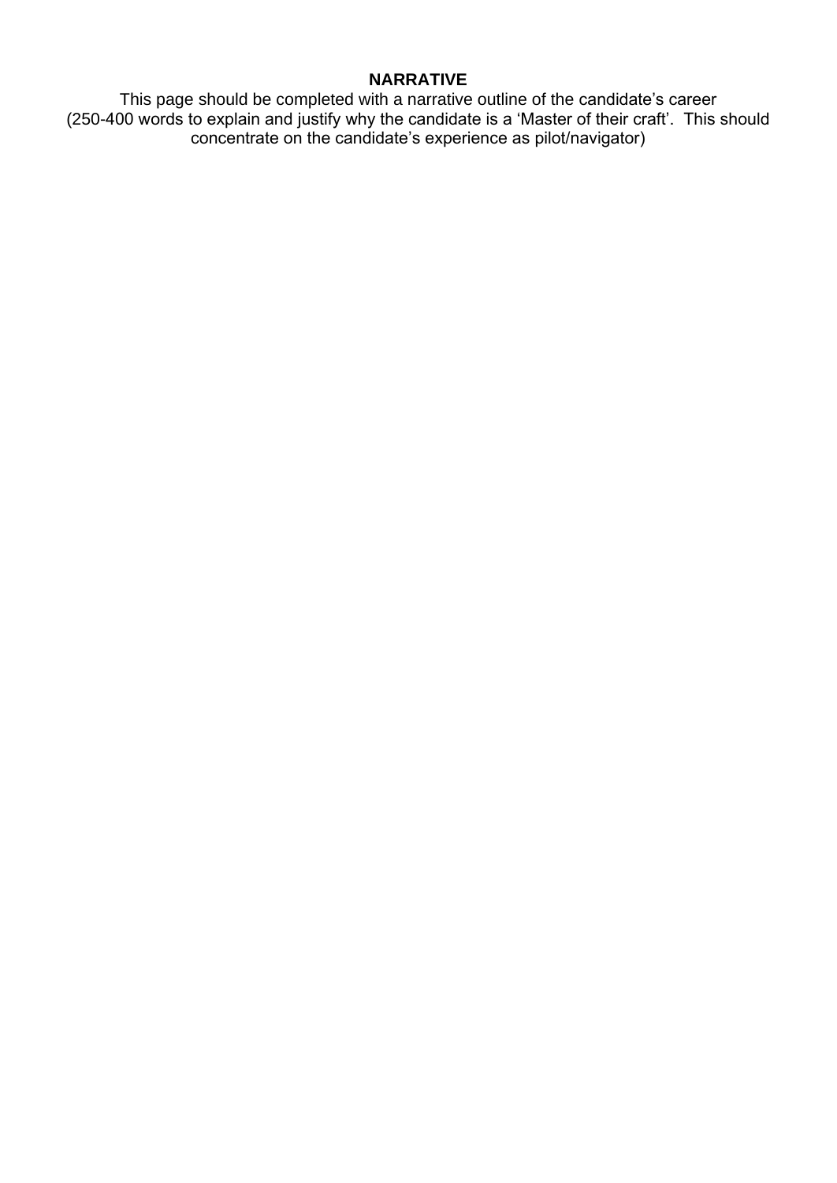**NARRATIVE**

This page should be completed with a narrative outline of the candidate's career (250-400 words to explain and justify why the candidate is a 'Master of their craft'. This should concentrate on the candidate's experience as pilot/navigator)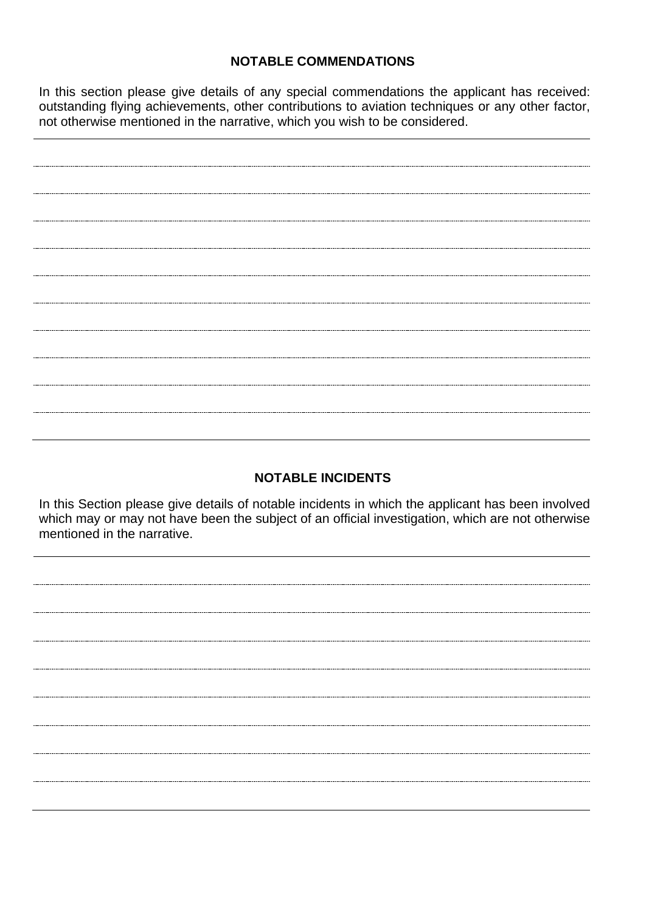## NOTABLE COMMENDATIONS

In this section please give details of any special commendations the applicant has received: outstanding flying achievements, other contributions to aviation techniques or any other factor, not otherwise mentioned in the narrative, which you wish to be considered.

---

## NOTABLE INCIDENTS

In this Section please give details of notable incidents in which the applicant has been involved which may or may not have been the subject of an official investigation, which are not otherwise mentioned in the narrative.

---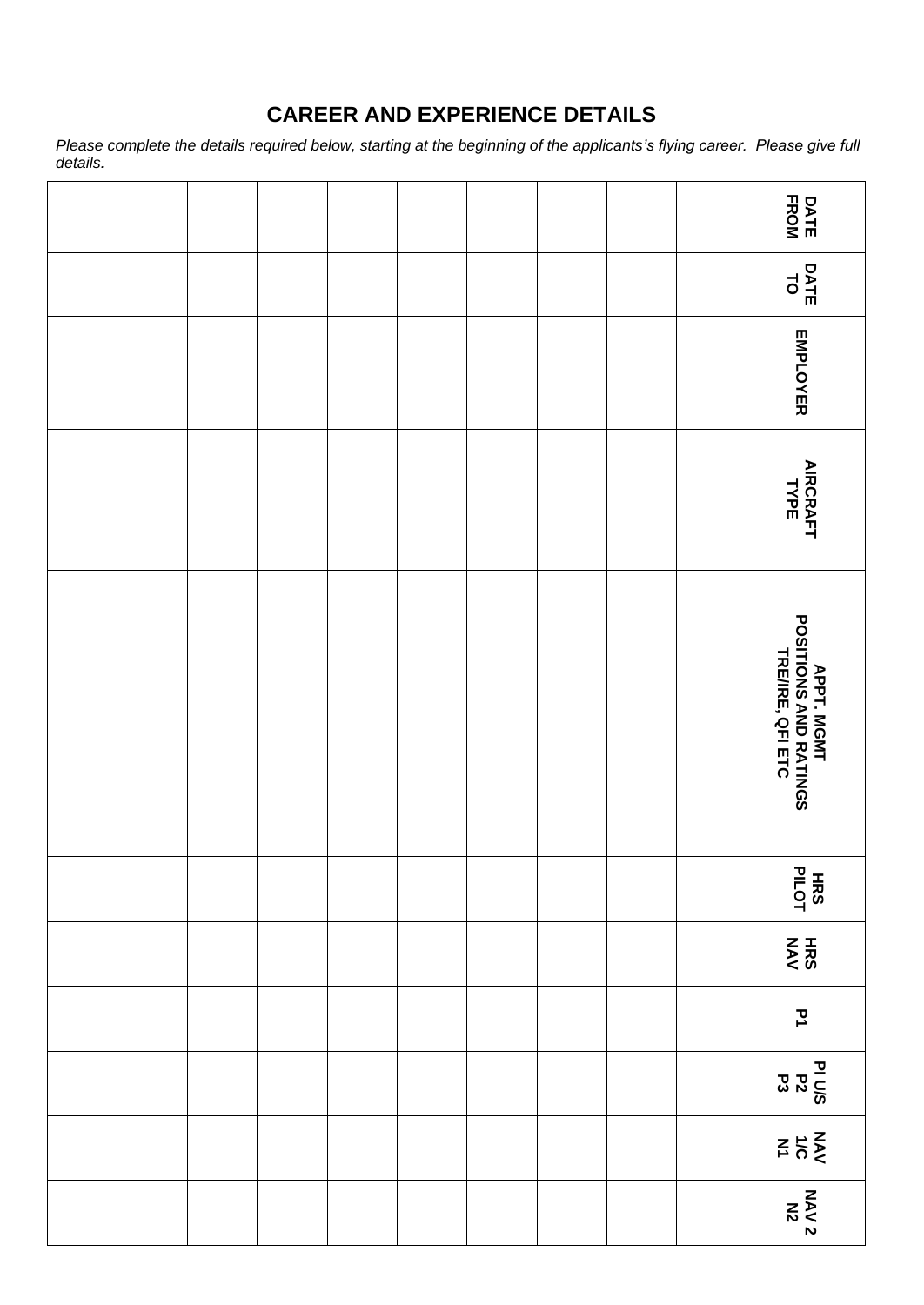## CAREER AND EXPERIENCE DETAILS

*Please complete the details required below, starting at the beginning of the applicants's flying career. Please give full details.*

| DATE FROM | DATE TO | EMPLOYER | AIRCRAFT TYPE | APPT, MGMT POSITIONS AND RATINGS TRE/IRE, QFI ETC | HRS PILOT | HRS NAV | P1 | PI U/S P2 P3 | NAV 1/C N1 | NAV 2 N2 |
|---|---|---|---|---|---|---|---|---|---|---|
| | | | | | | | | | | |
| | | | | | | | | | | |
| | | | | | | | | | | |
| | | | | | | | | | | |
| | | | | | | | | | | |
| | | | | | | | | | | |
| | | | | | | | | | | |
| | | | | | | | | | | |
| | | | | | | | | | | |
| | | | | | | | | | | |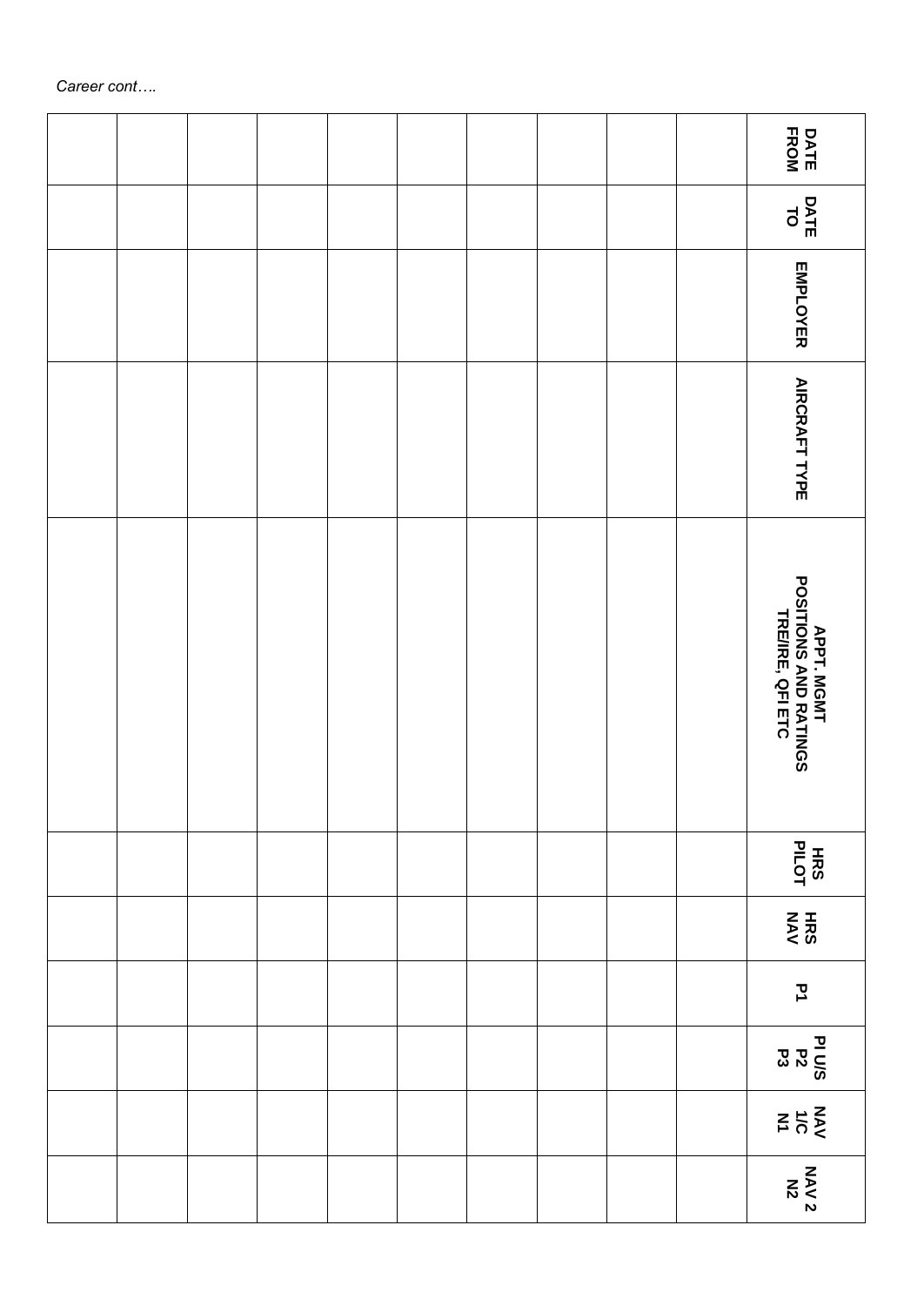*Career cont….*

| DATE FROM | DATE TO | EMPLOYER | AIRCRAFT TYPE | APPT. MGMT POSITIONS AND RATINGS TRE/IRE, QFI ETC | HRS PILOT | HRS NAV | P1 | PI U/S P2 P3 | NAV 1/C N1 | NAV 2 N2 |
|---|---|---|---|---|---|---|---|---|---|---|
| | | | | | | | | | | |
| | | | | | | | | | | |
| | | | | | | | | | | |
| | | | | | | | | | | |
| | | | | | | | | | | |
| | | | | | | | | | | |
| | | | | | | | | | | |
| | | | | | | | | | | |
| | | | | | | | | | | |
| | | | | | | | | | | |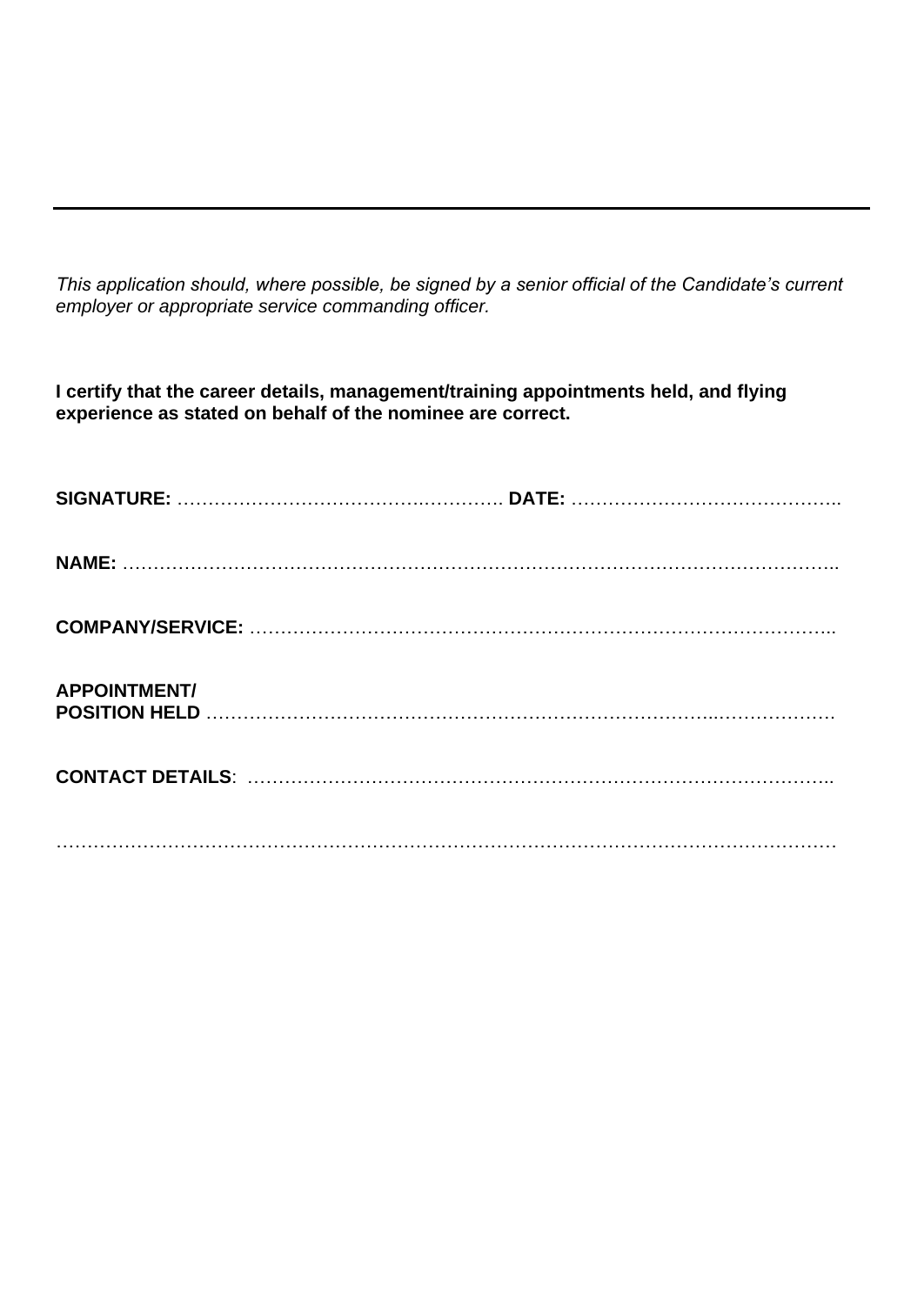---

*This application should, where possible, be signed by a senior official of the Candidate's current employer or appropriate service commanding officer.*

**I certify that the career details, management/training appointments held, and flying experience as stated on behalf of the nominee are correct.**

**SIGNATURE:** ………………………………….…………. **DATE:** …………………………………….

**NAME:** ……………………………………………………………………………………………………..

**COMPANY/SERVICE:** ………………………………………………………………………………..

**APPOINTMENT/ POSITION HELD** ……………………………………………………………………..……………….

**CONTACT DETAILS**: ……………………………………………………………………………………..

……………………………………………………………………………………………………………